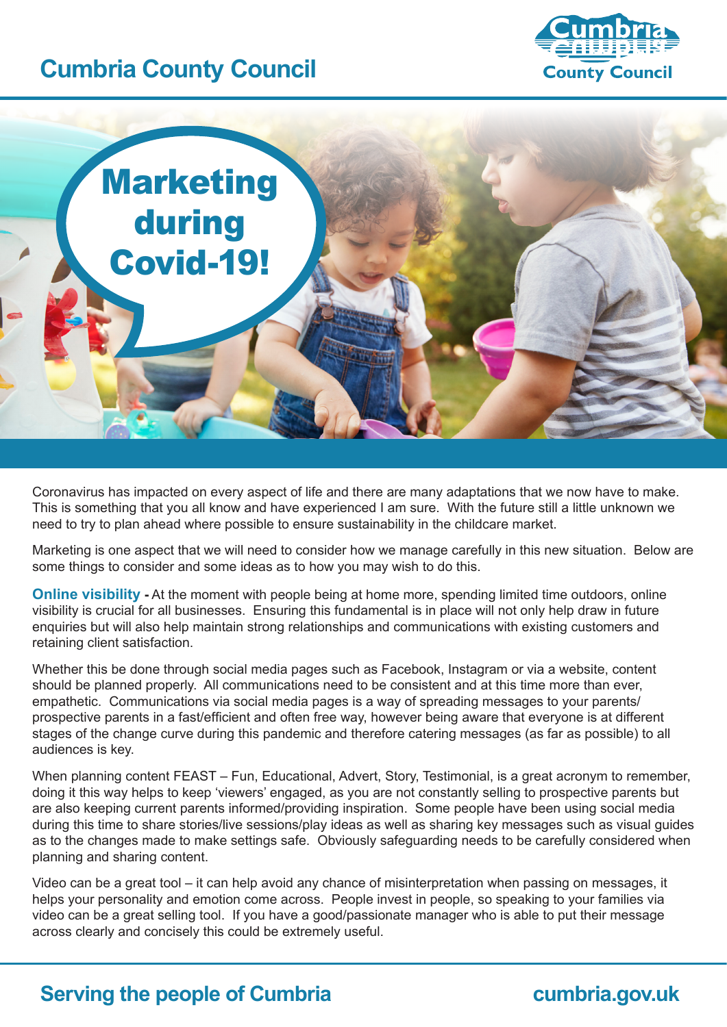# Cumbria County Council

# Marketing during Covid-19!

Coronavirus has impacted on every aspect of life and there are many adaptations that we now have to make. This is something that you all know and have experienced I am sure. With the future still a little unknown we need to try to plan ahead where possible to ensure sustainability in the childcare market.

Marketing is one aspect that we will need to consider how we manage carefully in this new situation. Below are some things to consider and some ideas as to how you may wish to do this.

**Online visibility -** At the moment with people being at home more, spending limited time outdoors, online visibility is crucial for all businesses. Ensuring this fundamental is in place will not only help draw in future enquiries but will also help maintain strong relationships and communications with existing customers and retaining client satisfaction.

Whether this be done through social media pages such as Facebook, Instagram or via a website, content should be planned properly. All communications need to be consistent and at this time more than ever, empathetic. Communications via social media pages is a way of spreading messages to your parents/prospective parents in a fast/efficient and often free way, however being aware that everyone is at different stages of the change curve during this pandemic and therefore catering messages (as far as possible) to all audiences is key.

When planning content FEAST – Fun, Educational, Advert, Story, Testimonial, is a great acronym to remember, doing it this way helps to keep 'viewers' engaged, as you are not constantly selling to prospective parents but are also keeping current parents informed/providing inspiration. Some people have been using social media during this time to share stories/live sessions/play ideas as well as sharing key messages such as visual guides as to the changes made to make settings safe. Obviously safeguarding needs to be carefully considered when planning and sharing content.

Video can be a great tool – it can help avoid any chance of misinterpretation when passing on messages, it helps your personality and emotion come across. People invest in people, so speaking to your families via video can be a great selling tool. If you have a good/passionate manager who is able to put their message across clearly and concisely this could be extremely useful.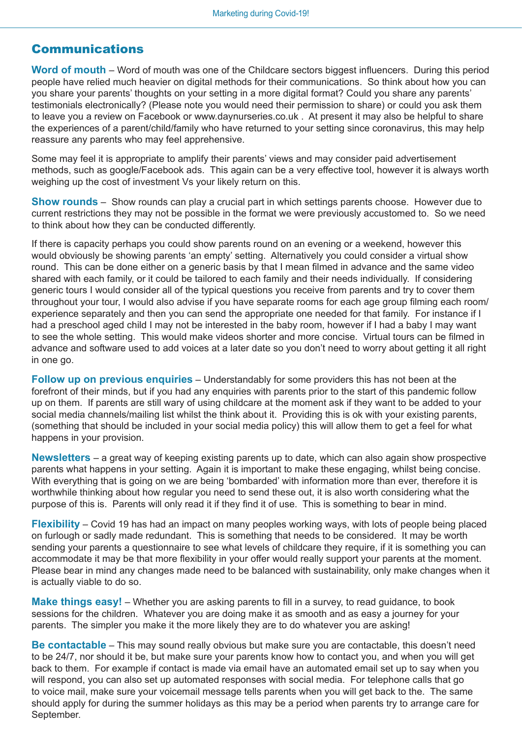## Communications

**Word of mouth** – Word of mouth was one of the Childcare sectors biggest influencers. During this period people have relied much heavier on digital methods for their communications. So think about how you can you share your parents' thoughts on your setting in a more digital format? Could you share any parents' testimonials electronically? (Please note you would need their permission to share) or could you ask them to leave you a review on Facebook or www.daynurseries.co.uk . At present it may also be helpful to share the experiences of a parent/child/family who have returned to your setting since coronavirus, this may help reassure any parents who may feel apprehensive.

Some may feel it is appropriate to amplify their parents' views and may consider paid advertisement methods, such as google/Facebook ads. This again can be a very effective tool, however it is always worth weighing up the cost of investment Vs your likely return on this.

**Show rounds** – Show rounds can play a crucial part in which settings parents choose. However due to current restrictions they may not be possible in the format we were previously accustomed to. So we need to think about how they can be conducted differently.

If there is capacity perhaps you could show parents round on an evening or a weekend, however this would obviously be showing parents 'an empty' setting. Alternatively you could consider a virtual show round. This can be done either on a generic basis by that I mean filmed in advance and the same video shared with each family, or it could be tailored to each family and their needs individually. If considering generic tours I would consider all of the typical questions you receive from parents and try to cover them throughout your tour, I would also advise if you have separate rooms for each age group filming each room/ experience separately and then you can send the appropriate one needed for that family. For instance if I had a preschool aged child I may not be interested in the baby room, however if I had a baby I may want to see the whole setting. This would make videos shorter and more concise. Virtual tours can be filmed in advance and software used to add voices at a later date so you don't need to worry about getting it all right in one go.

**Follow up on previous enquiries** – Understandably for some providers this has not been at the forefront of their minds, but if you had any enquiries with parents prior to the start of this pandemic follow up on them. If parents are still wary of using childcare at the moment ask if they want to be added to your social media channels/mailing list whilst the think about it. Providing this is ok with your existing parents, (something that should be included in your social media policy) this will allow them to get a feel for what happens in your provision.

**Newsletters** – a great way of keeping existing parents up to date, which can also again show prospective parents what happens in your setting. Again it is important to make these engaging, whilst being concise. With everything that is going on we are being 'bombarded' with information more than ever, therefore it is worthwhile thinking about how regular you need to send these out, it is also worth considering what the purpose of this is. Parents will only read it if they find it of use. This is something to bear in mind.

**Flexibility** – Covid 19 has had an impact on many peoples working ways, with lots of people being placed on furlough or sadly made redundant. This is something that needs to be considered. It may be worth sending your parents a questionnaire to see what levels of childcare they require, if it is something you can accommodate it may be that more flexibility in your offer would really support your parents at the moment. Please bear in mind any changes made need to be balanced with sustainability, only make changes when it is actually viable to do so.

**Make things easy!** – Whether you are asking parents to fill in a survey, to read guidance, to book sessions for the children. Whatever you are doing make it as smooth and as easy a journey for your parents. The simpler you make it the more likely they are to do whatever you are asking!

**Be contactable** – This may sound really obvious but make sure you are contactable, this doesn't need to be 24/7, nor should it be, but make sure your parents know how to contact you, and when you will get back to them. For example if contact is made via email have an automated email set up to say when you will respond, you can also set up automated responses with social media. For telephone calls that go to voice mail, make sure your voicemail message tells parents when you will get back to the. The same should apply for during the summer holidays as this may be a period when parents try to arrange care for September.